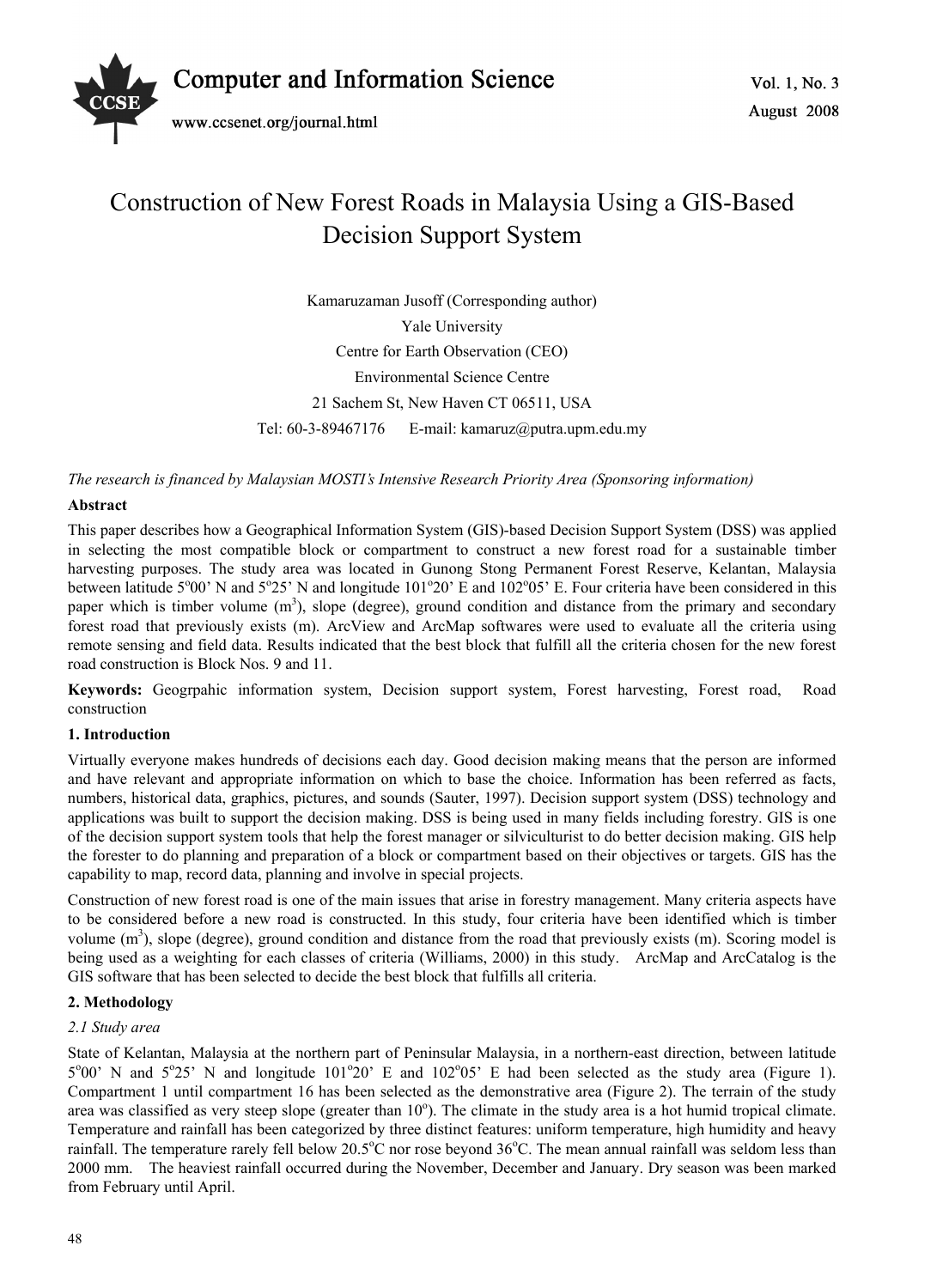# Construction of New Forest Roads in Malaysia Using a GIS-Based Decision Support System

Kamaruzaman Jusoff (Corresponding author)

Yale University

Centre for Earth Observation (CEO)

Environmental Science Centre

21 Sachem St, New Haven CT 06511, USA

Tel: 60-3-89467176 E-mail: kamaruz@putra.upm.edu.my

*The research is financed by Malaysian MOSTI's Intensive Research Priority Area (Sponsoring information)*

**Abstract**

This paper describes how a Geographical Information System (GIS)-based Decision Support System (DSS) was applied in selecting the most compatible block or compartment to construct a new forest road for a sustainable timber harvesting purposes. The study area was located in Gunong Stong Permanent Forest Reserve, Kelantan, Malaysia between latitude 5°00' N and 5°25' N and longitude 101°20' E and 102°05' E. Four criteria have been considered in this paper which is timber volume ($m^3$), slope (degree), ground condition and distance from the primary and secondary forest road that previously exists (m). ArcView and ArcMap softwares were used to evaluate all the criteria using remote sensing and field data. Results indicated that the best block that fulfill all the criteria chosen for the new forest road construction is Block Nos. 9 and 11.

**Keywords:** Geogrpahic information system, Decision support system, Forest harvesting, Forest road, Road construction

## 1. Introduction

Virtually everyone makes hundreds of decisions each day. Good decision making means that the person are informed and have relevant and appropriate information on which to base the choice. Information has been referred as facts, numbers, historical data, graphics, pictures, and sounds (Sauter, 1997). Decision support system (DSS) technology and applications was built to support the decision making. DSS is being used in many fields including forestry. GIS is one of the decision support system tools that help the forest manager or silviculturist to do better decision making. GIS help the forester to do planning and preparation of a block or compartment based on their objectives or targets. GIS has the capability to map, record data, planning and involve in special projects.

Construction of new forest road is one of the main issues that arise in forestry management. Many criteria aspects have to be considered before a new road is constructed. In this study, four criteria have been identified which is timber volume ($m^3$), slope (degree), ground condition and distance from the road that previously exists (m). Scoring model is being used as a weighting for each classes of criteria (Williams, 2000) in this study. ArcMap and ArcCatalog is the GIS software that has been selected to decide the best block that fulfills all criteria.

## 2. Methodology

### 2.1 Study area

State of Kelantan, Malaysia at the northern part of Peninsular Malaysia, in a northern-east direction, between latitude 5°00' N and 5°25' N and longitude 101°20' E and 102°05' E had been selected as the study area (Figure 1). Compartment 1 until compartment 16 has been selected as the demonstrative area (Figure 2). The terrain of the study area was classified as very steep slope (greater than 10°). The climate in the study area is a hot humid tropical climate. Temperature and rainfall has been categorized by three distinct features: uniform temperature, high humidity and heavy rainfall. The temperature rarely fell below 20.5°C nor rose beyond 36°C. The mean annual rainfall was seldom less than 2000 mm. The heaviest rainfall occurred during the November, December and January. Dry season was been marked from February until April.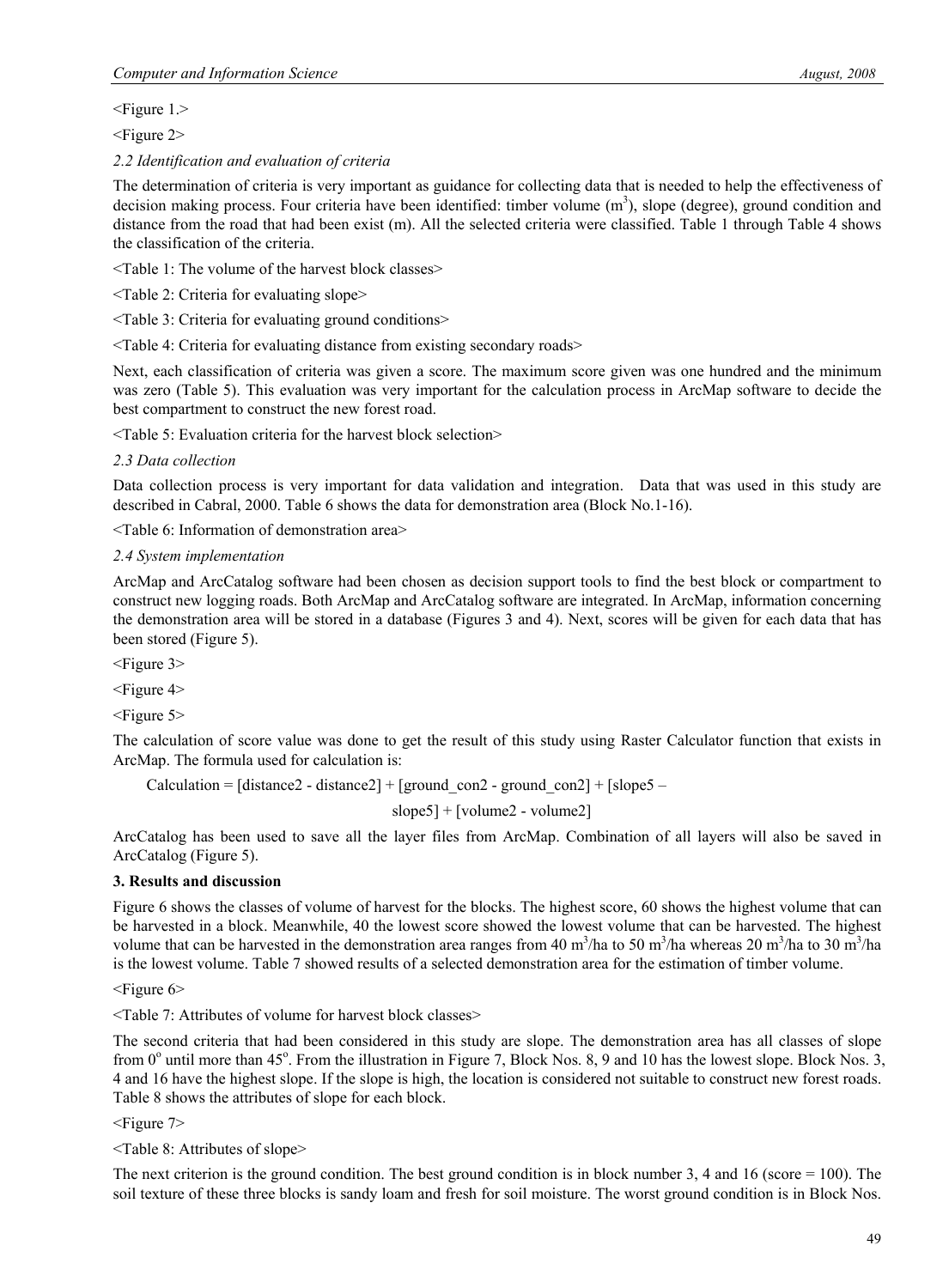<Figure 1.>

<Figure 2>

*2.2 Identification and evaluation of criteria*

The determination of criteria is very important as guidance for collecting data that is needed to help the effectiveness of decision making process. Four criteria have been identified: timber volume ($m^3$), slope (degree), ground condition and distance from the road that had been exist (m). All the selected criteria were classified. Table 1 through Table 4 shows the classification of the criteria.

<Table 1: The volume of the harvest block classes>

<Table 2: Criteria for evaluating slope>

<Table 3: Criteria for evaluating ground conditions>

<Table 4: Criteria for evaluating distance from existing secondary roads>

Next, each classification of criteria was given a score. The maximum score given was one hundred and the minimum was zero (Table 5). This evaluation was very important for the calculation process in ArcMap software to decide the best compartment to construct the new forest road.

<Table 5: Evaluation criteria for the harvest block selection>

*2.3 Data collection*

Data collection process is very important for data validation and integration. Data that was used in this study are described in Cabral, 2000. Table 6 shows the data for demonstration area (Block No.1-16).

<Table 6: Information of demonstration area>

*2.4 System implementation*

ArcMap and ArcCatalog software had been chosen as decision support tools to find the best block or compartment to construct new logging roads. Both ArcMap and ArcCatalog software are integrated. In ArcMap, information concerning the demonstration area will be stored in a database (Figures 3 and 4). Next, scores will be given for each data that has been stored (Figure 5).

<Figure 3>

<Figure 4>

<Figure 5>

The calculation of score value was done to get the result of this study using Raster Calculator function that exists in ArcMap. The formula used for calculation is:

Calculation = [distance2 - distance2] + [ground_con2 - ground_con2] + [slope5 – slope5] + [volume2 - volume2]

ArcCatalog has been used to save all the layer files from ArcMap. Combination of all layers will also be saved in ArcCatalog (Figure 5).

## 3. Results and discussion

Figure 6 shows the classes of volume of harvest for the blocks. The highest score, 60 shows the highest volume that can be harvested in a block. Meanwhile, 40 the lowest score showed the lowest volume that can be harvested. The highest volume that can be harvested in the demonstration area ranges from 40 $m^3$/ha to 50 $m^3$/ha whereas 20 $m^3$/ha to 30 $m^3$/ha is the lowest volume. Table 7 showed results of a selected demonstration area for the estimation of timber volume.

<Figure 6>

<Table 7: Attributes of volume for harvest block classes>

The second criteria that had been considered in this study are slope. The demonstration area has all classes of slope from $0^o$ until more than $45^o$. From the illustration in Figure 7, Block Nos. 8, 9 and 10 has the lowest slope. Block Nos. 3, 4 and 16 have the highest slope. If the slope is high, the location is considered not suitable to construct new forest roads. Table 8 shows the attributes of slope for each block.

<Figure 7>

<Table 8: Attributes of slope>

The next criterion is the ground condition. The best ground condition is in block number 3, 4 and 16 (score = 100). The soil texture of these three blocks is sandy loam and fresh for soil moisture. The worst ground condition is in Block Nos.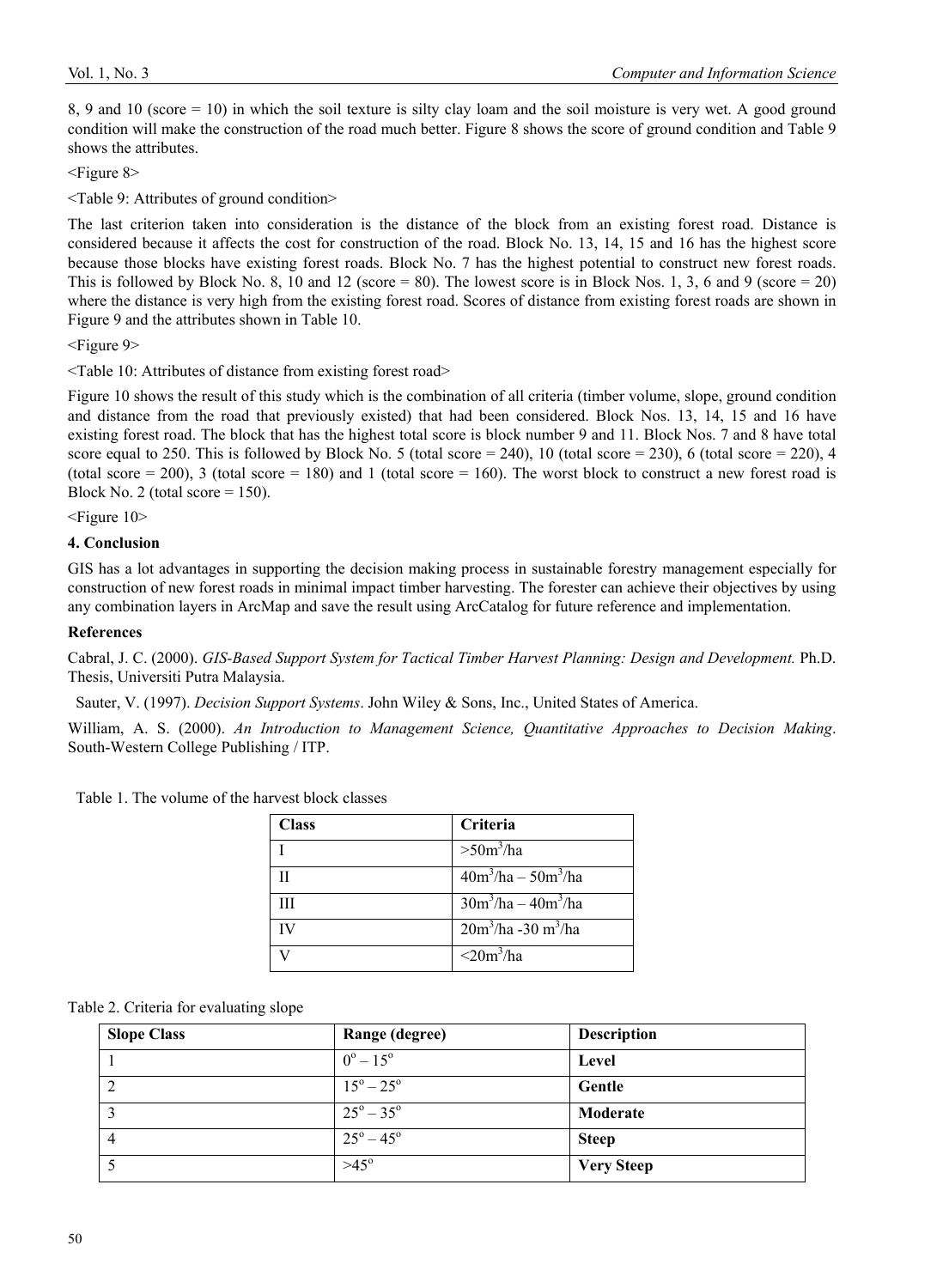8, 9 and 10 (score = 10) in which the soil texture is silty clay loam and the soil moisture is very wet. A good ground condition will make the construction of the road much better. Figure 8 shows the score of ground condition and Table 9 shows the attributes.

<Figure 8>

<Table 9: Attributes of ground condition>

The last criterion taken into consideration is the distance of the block from an existing forest road. Distance is considered because it affects the cost for construction of the road. Block No. 13, 14, 15 and 16 has the highest score because those blocks have existing forest roads. Block No. 7 has the highest potential to construct new forest roads. This is followed by Block No. 8, 10 and 12 (score = 80). The lowest score is in Block Nos. 1, 3, 6 and 9 (score = 20) where the distance is very high from the existing forest road. Scores of distance from existing forest roads are shown in Figure 9 and the attributes shown in Table 10.

<Figure 9>

<Table 10: Attributes of distance from existing forest road>

Figure 10 shows the result of this study which is the combination of all criteria (timber volume, slope, ground condition and distance from the road that previously existed) that had been considered. Block Nos. 13, 14, 15 and 16 have existing forest road. The block that has the highest total score is block number 9 and 11. Block Nos. 7 and 8 have total score equal to 250. This is followed by Block No. 5 (total score = 240), 10 (total score = 230), 6 (total score = 220), 4 (total score = 200), 3 (total score = 180) and 1 (total score = 160). The worst block to construct a new forest road is Block No. 2 (total score = 150).

<Figure 10>

## 4. Conclusion

GIS has a lot advantages in supporting the decision making process in sustainable forestry management especially for construction of new forest roads in minimal impact timber harvesting. The forester can achieve their objectives by using any combination layers in ArcMap and save the result using ArcCatalog for future reference and implementation.

## References

Cabral, J. C. (2000). *GIS-Based Support System for Tactical Timber Harvest Planning: Design and Development.* Ph.D. Thesis, Universiti Putra Malaysia.

Sauter, V. (1997). *Decision Support Systems*. John Wiley & Sons, Inc., United States of America.

William, A. S. (2000). *An Introduction to Management Science, Quantitative Approaches to Decision Making*. South-Western College Publishing / ITP.

Table 1. The volume of the harvest block classes

| Class | Criteria |
|---|---|
| I | $>50m^3/ha$ |
| II | $40m^3/ha – 50m^3/ha$ |
| III | $30m^3/ha – 40m^3/ha$ |
| IV | $20m^3/ha -30 m^3/ha$ |
| V | $<20m^3/ha$ |

Table 2. Criteria for evaluating slope

| Slope Class | Range (degree) | Description |
|---|---|---|
| 1 | $0^o – 15^o$ | **Level** |
| 2 | $15^o – 25^o$ | **Gentle** |
| 3 | $25^o – 35^o$ | **Moderate** |
| 4 | $25^o – 45^o$ | **Steep** |
| 5 | $>45^o$ | **Very Steep** |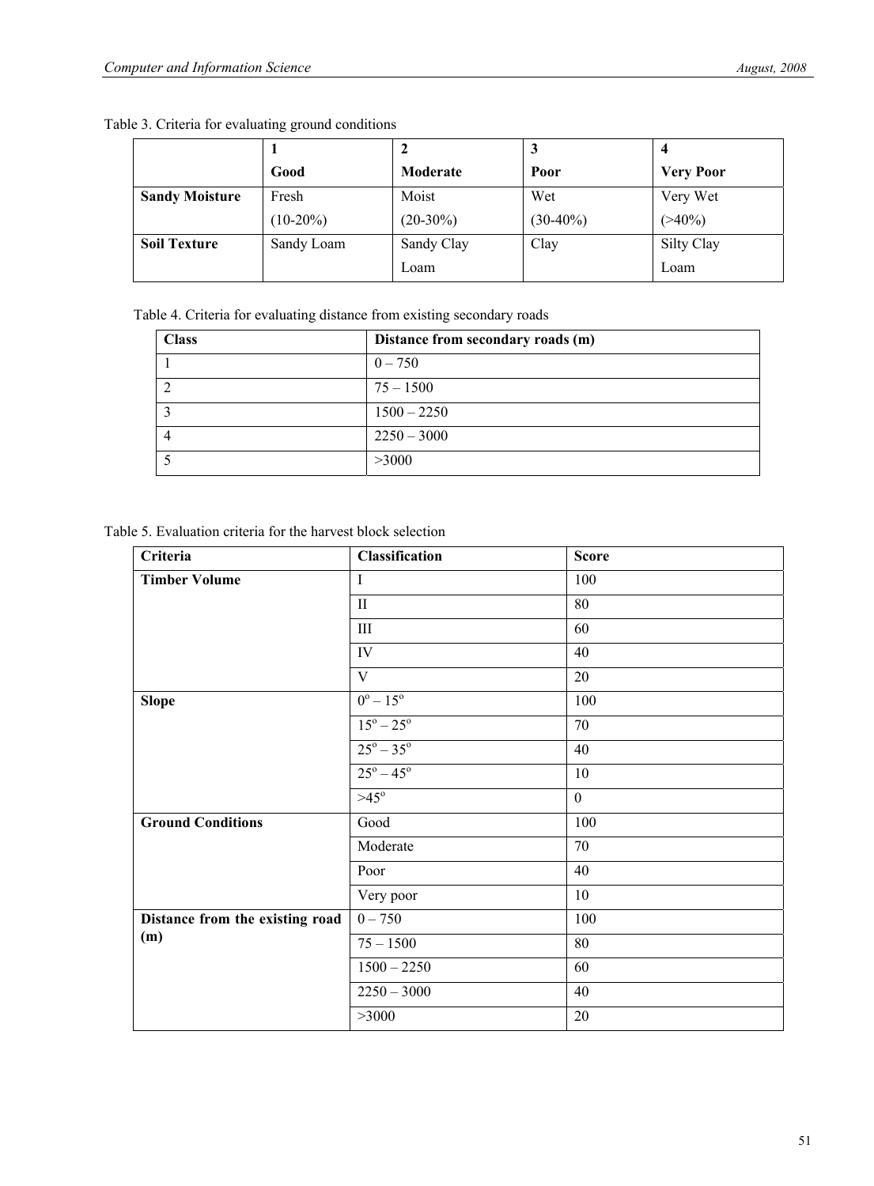Table 3. Criteria for evaluating ground conditions

| | 1<br>Good | 2<br>Moderate | 3<br>Poor | 4<br>Very Poor |
|---|---|---|---|---|
| **Sandy Moisture** | Fresh<br>(10-20%) | Moist<br>(20-30%) | Wet<br>(30-40%) | Very Wet<br>(>40%) |
| **Soil Texture** | Sandy Loam | Sandy Clay Loam | Clay | Silty Clay Loam |

Table 4. Criteria for evaluating distance from existing secondary roads

| Class | Distance from secondary roads (m) |
|---|---|
| 1 | 0 – 750 |
| 2 | 75 – 1500 |
| 3 | 1500 – 2250 |
| 4 | 2250 – 3000 |
| 5 | >3000 |

Table 5. Evaluation criteria for the harvest block selection

| Criteria | Classification | Score |
|---|---|---|
| **Timber Volume** | I | 100 |
| | II | 80 |
| | III | 60 |
| | IV | 40 |
| | V | 20 |
| **Slope** | $0^o – 15^o$ | 100 |
| | $15^o – 25^o$ | 70 |
| | $25^o – 35^o$ | 40 |
| | $25^o – 45^o$ | 10 |
| | $>45^o$ | 0 |
| **Ground Conditions** | Good | 100 |
| | Moderate | 70 |
| | Poor | 40 |
| | Very poor | 10 |
| **Distance from the existing road (m)** | 0 – 750 | 100 |
| | 75 – 1500 | 80 |
| | 1500 – 2250 | 60 |
| | 2250 – 3000 | 40 |
| | >3000 | 20 |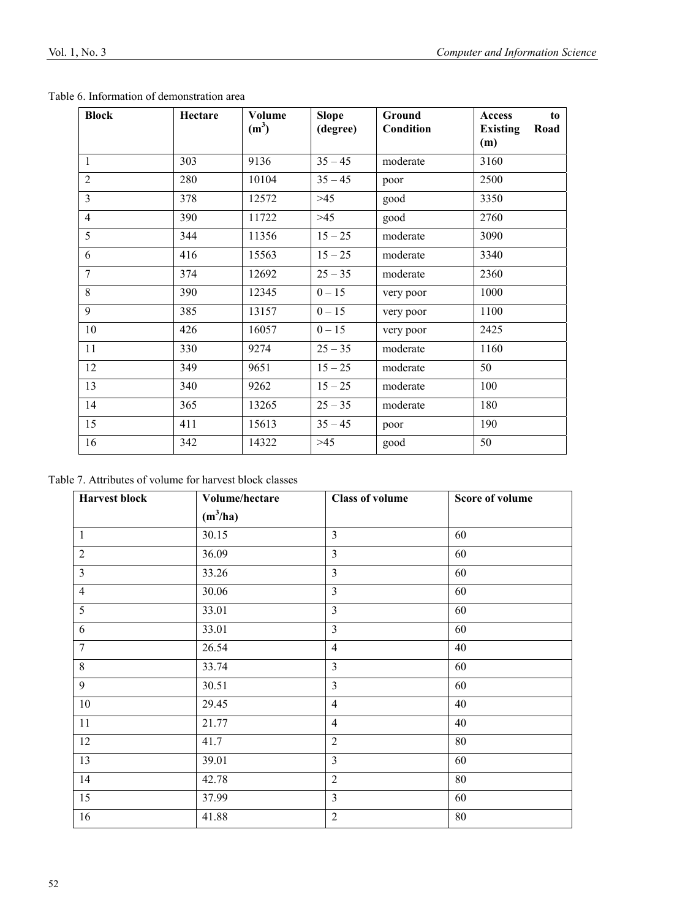Table 6. Information of demonstration area

| Block | Hectare | Volume ($m^3$) | Slope (degree) | Ground Condition | Access to Existing Road (m) |
|---|---|---|---|---|---|
| 1 | 303 | 9136 | 35 – 45 | moderate | 3160 |
| 2 | 280 | 10104 | 35 – 45 | poor | 2500 |
| 3 | 378 | 12572 | >45 | good | 3350 |
| 4 | 390 | 11722 | >45 | good | 2760 |
| 5 | 344 | 11356 | 15 – 25 | moderate | 3090 |
| 6 | 416 | 15563 | 15 – 25 | moderate | 3340 |
| 7 | 374 | 12692 | 25 – 35 | moderate | 2360 |
| 8 | 390 | 12345 | 0 – 15 | very poor | 1000 |
| 9 | 385 | 13157 | 0 – 15 | very poor | 1100 |
| 10 | 426 | 16057 | 0 – 15 | very poor | 2425 |
| 11 | 330 | 9274 | 25 – 35 | moderate | 1160 |
| 12 | 349 | 9651 | 15 – 25 | moderate | 50 |
| 13 | 340 | 9262 | 15 – 25 | moderate | 100 |
| 14 | 365 | 13265 | 25 – 35 | moderate | 180 |
| 15 | 411 | 15613 | 35 – 45 | poor | 190 |
| 16 | 342 | 14322 | >45 | good | 50 |

Table 7. Attributes of volume for harvest block classes

| Harvest block | Volume/hectare ($m^3$/ha) | Class of volume | Score of volume |
|---|---|---|---|
| 1 | 30.15 | 3 | 60 |
| 2 | 36.09 | 3 | 60 |
| 3 | 33.26 | 3 | 60 |
| 4 | 30.06 | 3 | 60 |
| 5 | 33.01 | 3 | 60 |
| 6 | 33.01 | 3 | 60 |
| 7 | 26.54 | 4 | 40 |
| 8 | 33.74 | 3 | 60 |
| 9 | 30.51 | 3 | 60 |
| 10 | 29.45 | 4 | 40 |
| 11 | 21.77 | 4 | 40 |
| 12 | 41.7 | 2 | 80 |
| 13 | 39.01 | 3 | 60 |
| 14 | 42.78 | 2 | 80 |
| 15 | 37.99 | 3 | 60 |
| 16 | 41.88 | 2 | 80 |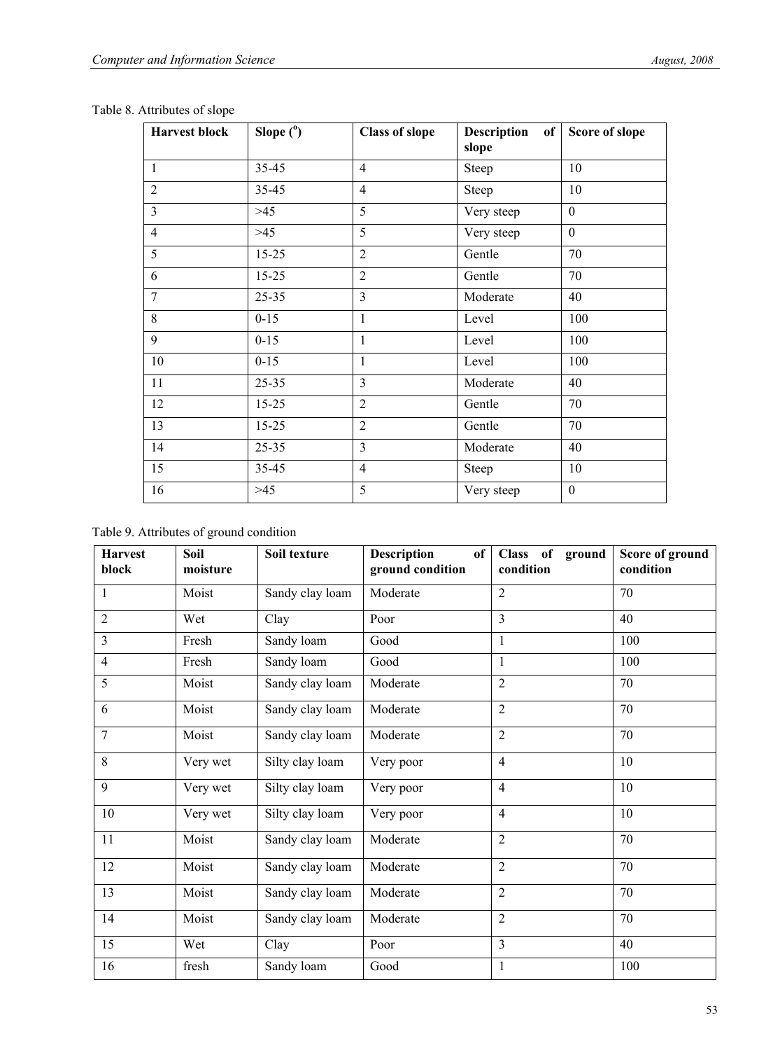Table 8. Attributes of slope

| Harvest block | Slope ($^o$) | Class of slope | Description of slope | Score of slope |
|---|---|---|---|---|
| 1 | 35-45 | 4 | Steep | 10 |
| 2 | 35-45 | 4 | Steep | 10 |
| 3 | >45 | 5 | Very steep | 0 |
| 4 | >45 | 5 | Very steep | 0 |
| 5 | 15-25 | 2 | Gentle | 70 |
| 6 | 15-25 | 2 | Gentle | 70 |
| 7 | 25-35 | 3 | Moderate | 40 |
| 8 | 0-15 | 1 | Level | 100 |
| 9 | 0-15 | 1 | Level | 100 |
| 10 | 0-15 | 1 | Level | 100 |
| 11 | 25-35 | 3 | Moderate | 40 |
| 12 | 15-25 | 2 | Gentle | 70 |
| 13 | 15-25 | 2 | Gentle | 70 |
| 14 | 25-35 | 3 | Moderate | 40 |
| 15 | 35-45 | 4 | Steep | 10 |
| 16 | >45 | 5 | Very steep | 0 |

Table 9. Attributes of ground condition

| Harvest block | Soil moisture | Soil texture | Description of ground condition | Class of ground condition | Score of ground condition |
|---|---|---|---|---|---|
| 1 | Moist | Sandy clay loam | Moderate | 2 | 70 |
| 2 | Wet | Clay | Poor | 3 | 40 |
| 3 | Fresh | Sandy loam | Good | 1 | 100 |
| 4 | Fresh | Sandy loam | Good | 1 | 100 |
| 5 | Moist | Sandy clay loam | Moderate | 2 | 70 |
| 6 | Moist | Sandy clay loam | Moderate | 2 | 70 |
| 7 | Moist | Sandy clay loam | Moderate | 2 | 70 |
| 8 | Very wet | Silty clay loam | Very poor | 4 | 10 |
| 9 | Very wet | Silty clay loam | Very poor | 4 | 10 |
| 10 | Very wet | Silty clay loam | Very poor | 4 | 10 |
| 11 | Moist | Sandy clay loam | Moderate | 2 | 70 |
| 12 | Moist | Sandy clay loam | Moderate | 2 | 70 |
| 13 | Moist | Sandy clay loam | Moderate | 2 | 70 |
| 14 | Moist | Sandy clay loam | Moderate | 2 | 70 |
| 15 | Wet | Clay | Poor | 3 | 40 |
| 16 | fresh | Sandy loam | Good | 1 | 100 |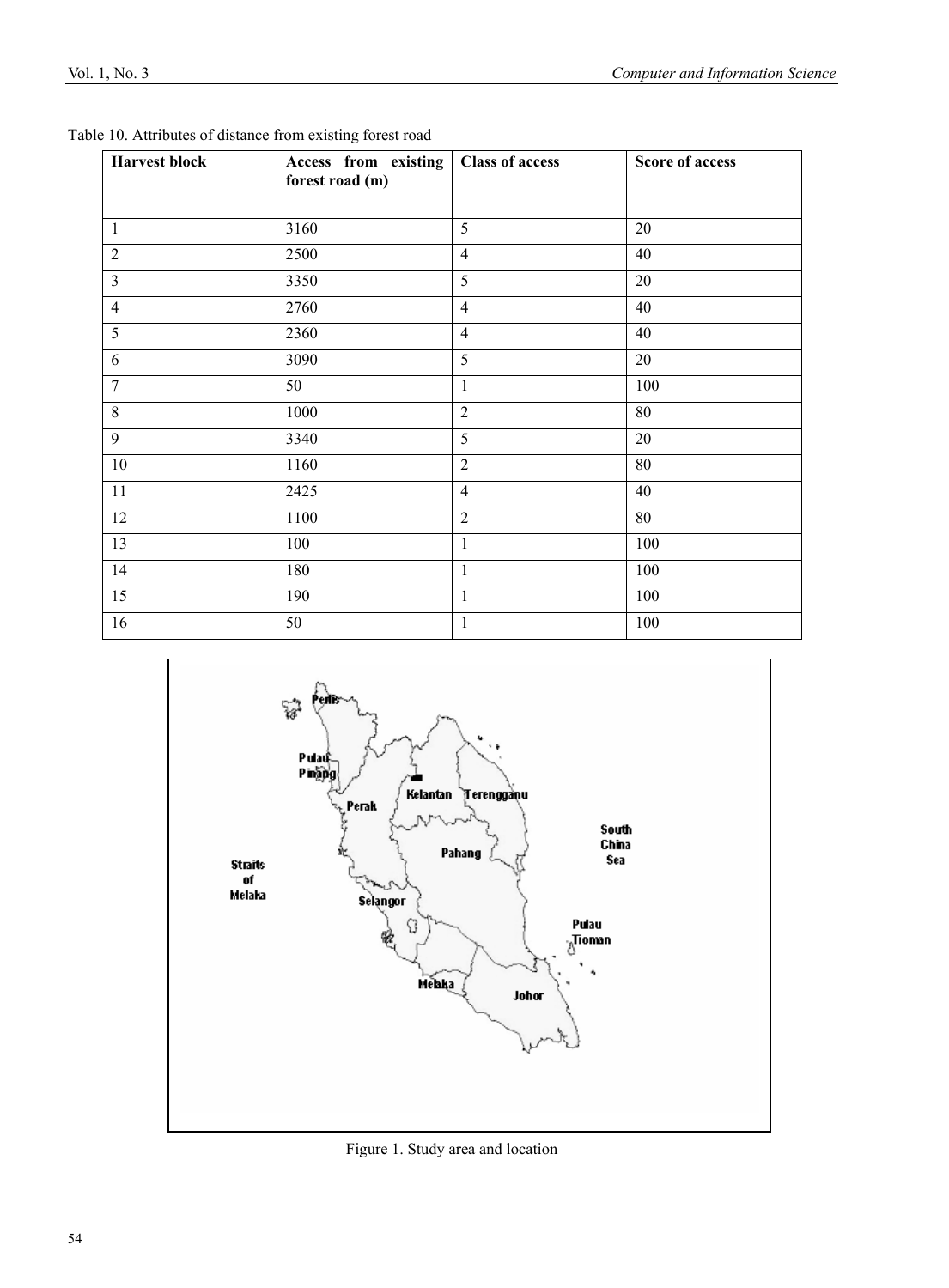Table 10. Attributes of distance from existing forest road

| Harvest block | Access from existing forest road (m) | Class of access | Score of access |
|---|---|---|---|
| 1 | 3160 | 5 | 20 |
| 2 | 2500 | 4 | 40 |
| 3 | 3350 | 5 | 20 |
| 4 | 2760 | 4 | 40 |
| 5 | 2360 | 4 | 40 |
| 6 | 3090 | 5 | 20 |
| 7 | 50 | 1 | 100 |
| 8 | 1000 | 2 | 80 |
| 9 | 3340 | 5 | 20 |
| 10 | 1160 | 2 | 80 |
| 11 | 2425 | 4 | 40 |
| 12 | 1100 | 2 | 80 |
| 13 | 100 | 1 | 100 |
| 14 | 180 | 1 | 100 |
| 15 | 190 | 1 | 100 |
| 16 | 50 | 1 | 100 |

Figure 1. Study area and location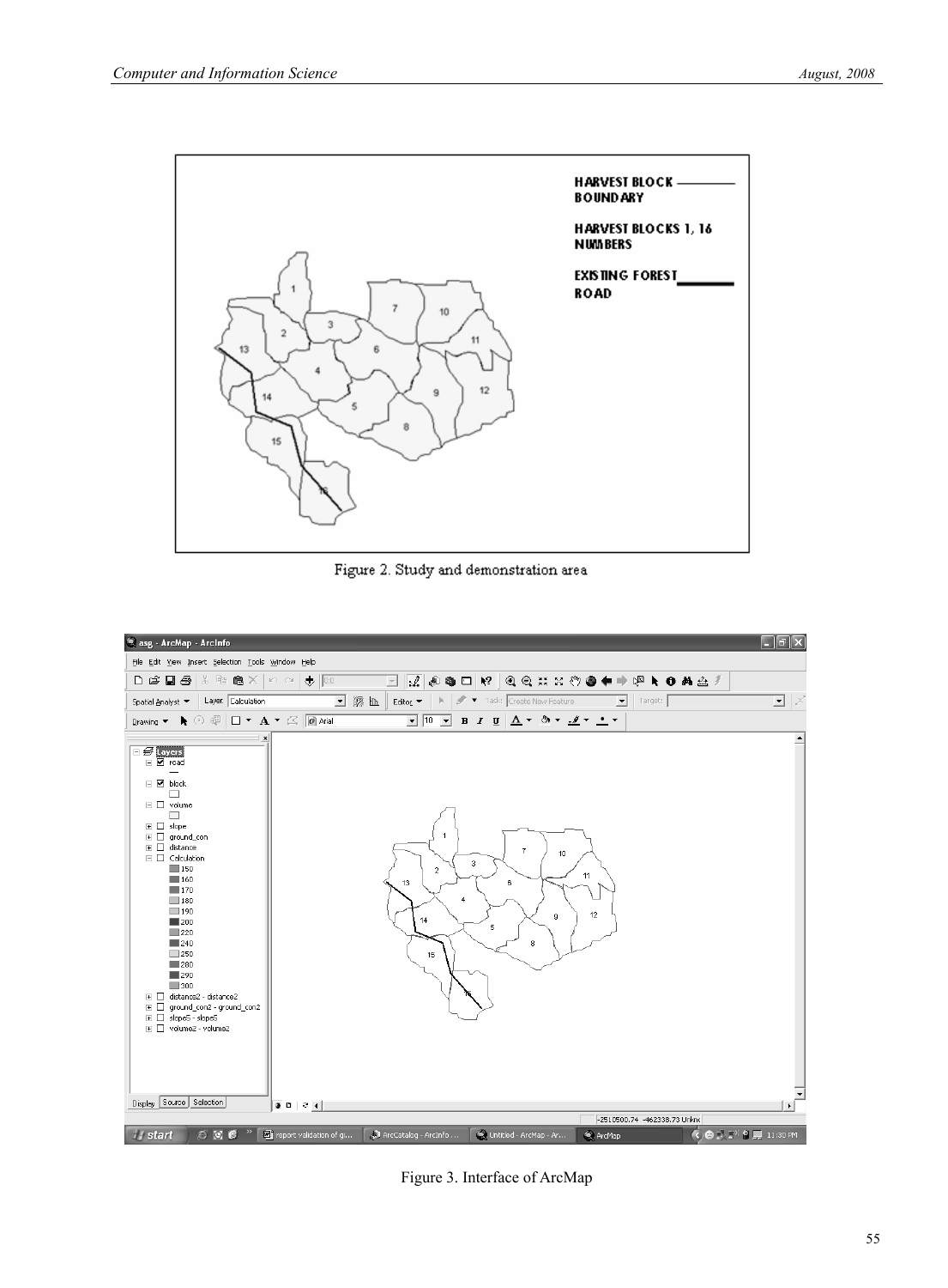Figure 2. Study and demonstration area

Figure 3. Interface of ArcMap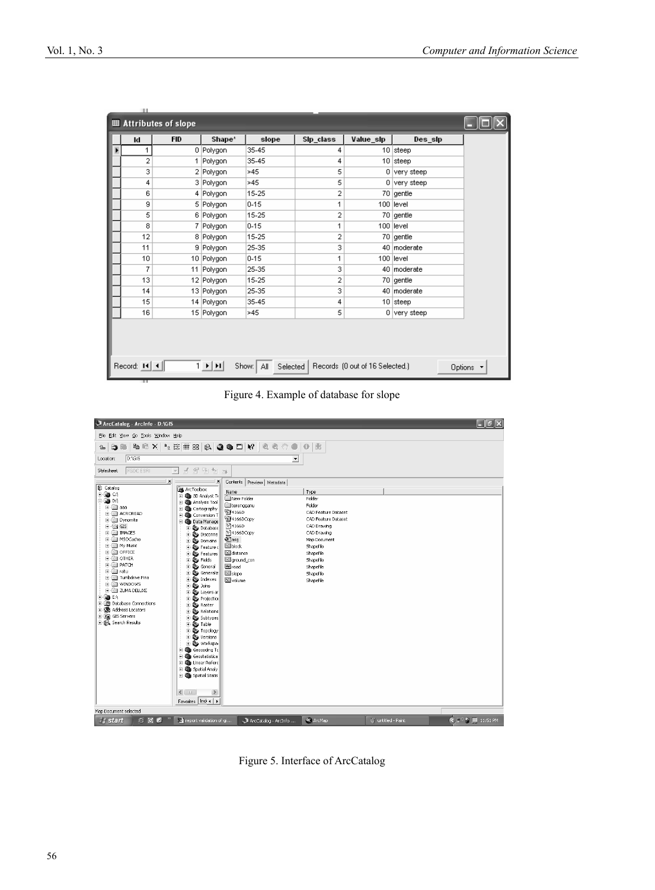| Id | FID | Shape* | slope | Slp_class | Value_slp | Des_slp |
|---|---|---|---|---|---|---|
| 1 | 0 | Polygon | 35-45 | 4 | 10 | steep |
| 2 | 1 | Polygon | 35-45 | 4 | 10 | steep |
| 3 | 2 | Polygon | >45 | 5 | 0 | very steep |
| 4 | 3 | Polygon | >45 | 5 | 0 | very steep |
| 6 | 4 | Polygon | 15-25 | 2 | 70 | gentle |
| 9 | 5 | Polygon | 0-15 | 1 | 100 | level |
| 5 | 6 | Polygon | 15-25 | 2 | 70 | gentle |
| 8 | 7 | Polygon | 0-15 | 1 | 100 | level |
| 12 | 8 | Polygon | 15-25 | 2 | 70 | gentle |
| 11 | 9 | Polygon | 25-35 | 3 | 40 | moderate |
| 10 | 10 | Polygon | 0-15 | 1 | 100 | level |
| 7 | 11 | Polygon | 25-35 | 3 | 40 | moderate |
| 13 | 12 | Polygon | 15-25 | 2 | 70 | gentle |
| 14 | 13 | Polygon | 25-35 | 3 | 40 | moderate |
| 15 | 14 | Polygon | 35-45 | 4 | 10 | steep |
| 16 | 15 | Polygon | >45 | 5 | 0 | very steep |

Figure 4. Example of database for slope

Figure 5. Interface of ArcCatalog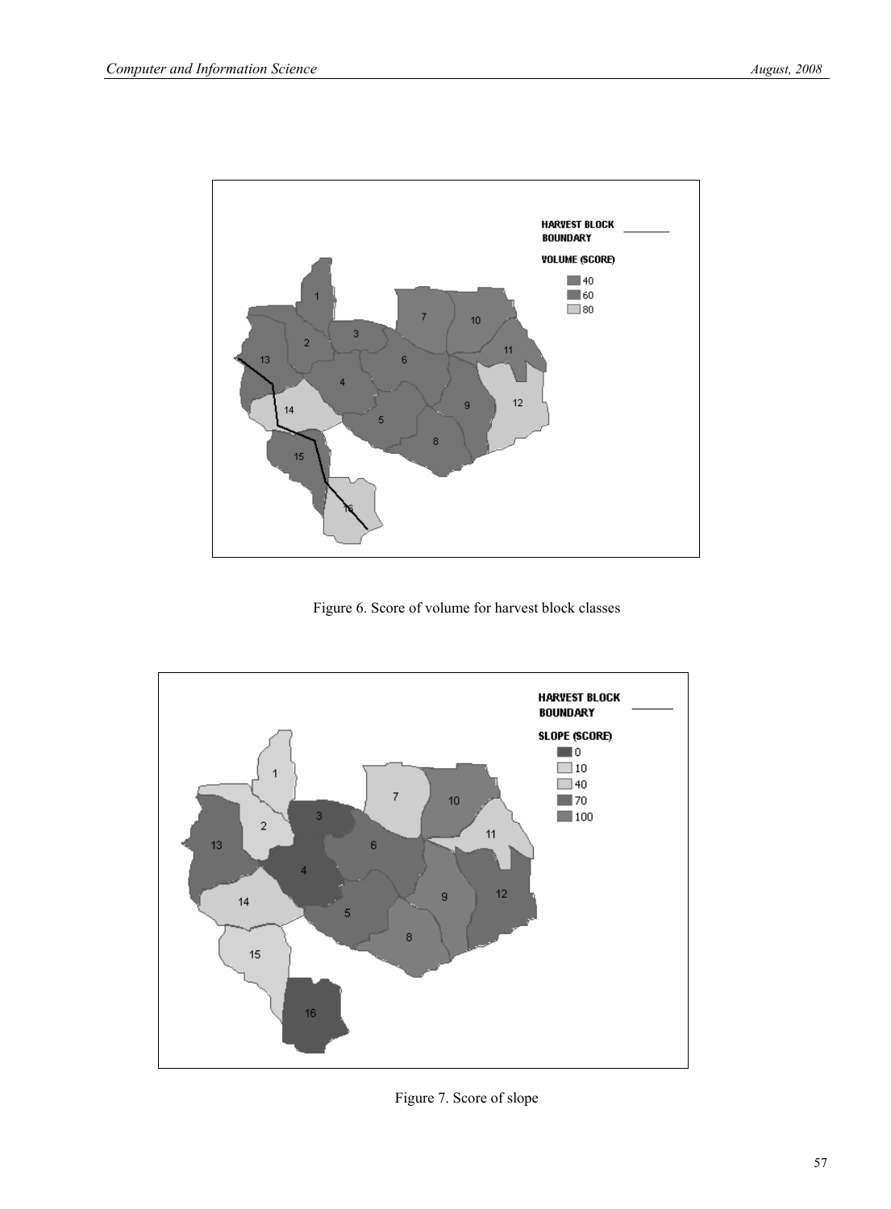Figure 6. Score of volume for harvest block classes

Figure 7. Score of slope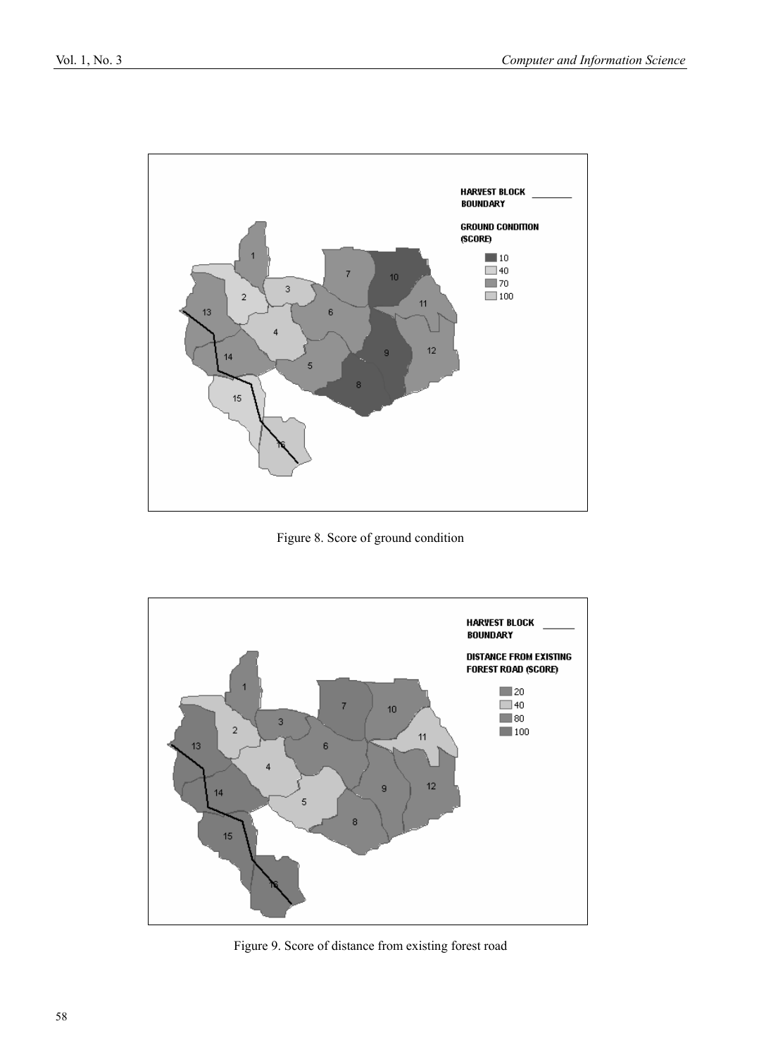Figure 8. Score of ground condition

Figure 9. Score of distance from existing forest road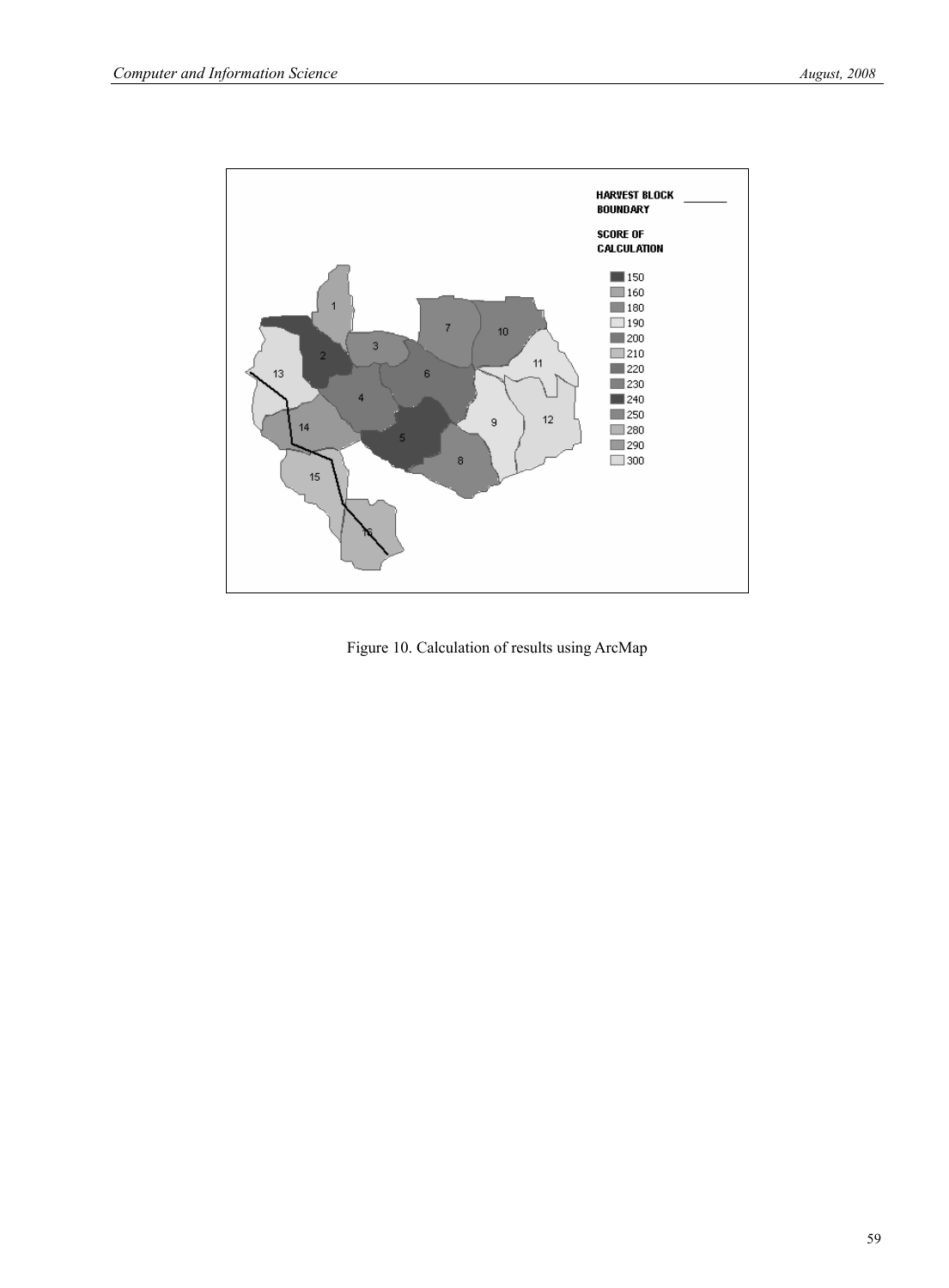HARVEST BLOCK BOUNDARY

SCORE OF CALCULATION

150
160
180
190
200
210
220
230
240
250
280
290
300

1
2
3
4
5
6
7
8
9
10
11
12
13
14
15
16

Figure 10. Calculation of results using ArcMap